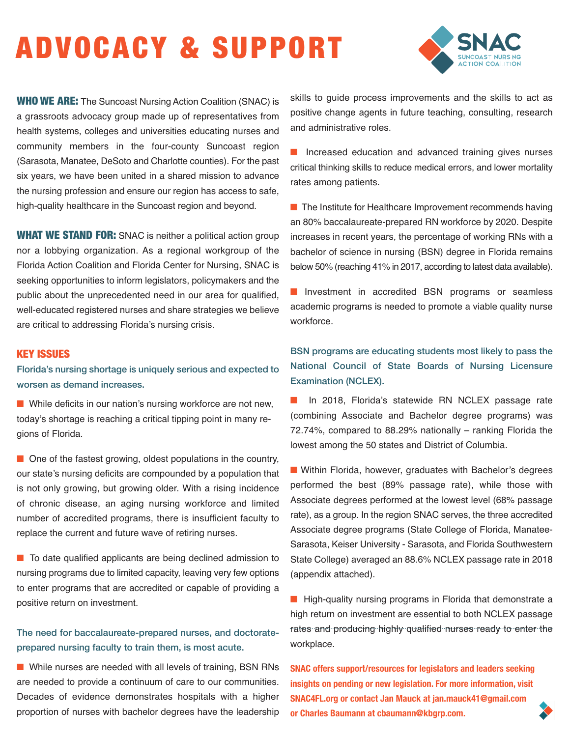# ADVOCACY & SUPPORT

SNAC
SUNCOAST NURSING ACTION COALITION

**WHO WE ARE:** The Suncoast Nursing Action Coalition (SNAC) is a grassroots advocacy group made up of representatives from health systems, colleges and universities educating nurses and community members in the four-county Suncoast region (Sarasota, Manatee, DeSoto and Charlotte counties). For the past six years, we have been united in a shared mission to advance the nursing profession and ensure our region has access to safe, high-quality healthcare in the Suncoast region and beyond.

**WHAT WE STAND FOR:** SNAC is neither a political action group nor a lobbying organization. As a regional workgroup of the Florida Action Coalition and Florida Center for Nursing, SNAC is seeking opportunities to inform legislators, policymakers and the public about the unprecedented need in our area for qualified, well-educated registered nurses and share strategies we believe are critical to addressing Florida's nursing crisis.

## KEY ISSUES

### Florida's nursing shortage is uniquely serious and expected to worsen as demand increases.

- While deficits in our nation's nursing workforce are not new, today's shortage is reaching a critical tipping point in many regions of Florida.
- One of the fastest growing, oldest populations in the country, our state's nursing deficits are compounded by a population that is not only growing, but growing older. With a rising incidence of chronic disease, an aging nursing workforce and limited number of accredited programs, there is insufficient faculty to replace the current and future wave of retiring nurses.
- To date qualified applicants are being declined admission to nursing programs due to limited capacity, leaving very few options to enter programs that are accredited or capable of providing a positive return on investment.

### The need for baccalaureate-prepared nurses, and doctorate-prepared nursing faculty to train them, is most acute.

- While nurses are needed with all levels of training, BSN RNs are needed to provide a continuum of care to our communities. Decades of evidence demonstrates hospitals with a higher proportion of nurses with bachelor degrees have the leadership skills to guide process improvements and the skills to act as positive change agents in future teaching, consulting, research and administrative roles.
- Increased education and advanced training gives nurses critical thinking skills to reduce medical errors, and lower mortality rates among patients.
- The Institute for Healthcare Improvement recommends having an 80% baccalaureate-prepared RN workforce by 2020. Despite increases in recent years, the percentage of working RNs with a bachelor of science in nursing (BSN) degree in Florida remains below 50% (reaching 41% in 2017, according to latest data available).
- Investment in accredited BSN programs or seamless academic programs is needed to promote a viable quality nurse workforce.

### BSN programs are educating students most likely to pass the National Council of State Boards of Nursing Licensure Examination (NCLEX).

- In 2018, Florida's statewide RN NCLEX passage rate (combining Associate and Bachelor degree programs) was 72.74%, compared to 88.29% nationally – ranking Florida the lowest among the 50 states and District of Columbia.
- Within Florida, however, graduates with Bachelor's degrees performed the best (89% passage rate), while those with Associate degrees performed at the lowest level (68% passage rate), as a group. In the region SNAC serves, the three accredited Associate degree programs (State College of Florida, Manatee-Sarasota, Keiser University - Sarasota, and Florida Southwestern State College) averaged an 88.6% NCLEX passage rate in 2018 (appendix attached).
- High-quality nursing programs in Florida that demonstrate a high return on investment are essential to both NCLEX passage rates and producing highly qualified nurses ready to enter the workplace.

**SNAC offers support/resources for legislators and leaders seeking insights on pending or new legislation. For more information, visit SNAC4FL.org or contact Jan Mauck at jan.mauck41@gmail.com or Charles Baumann at cbaumann@kbgrp.com.**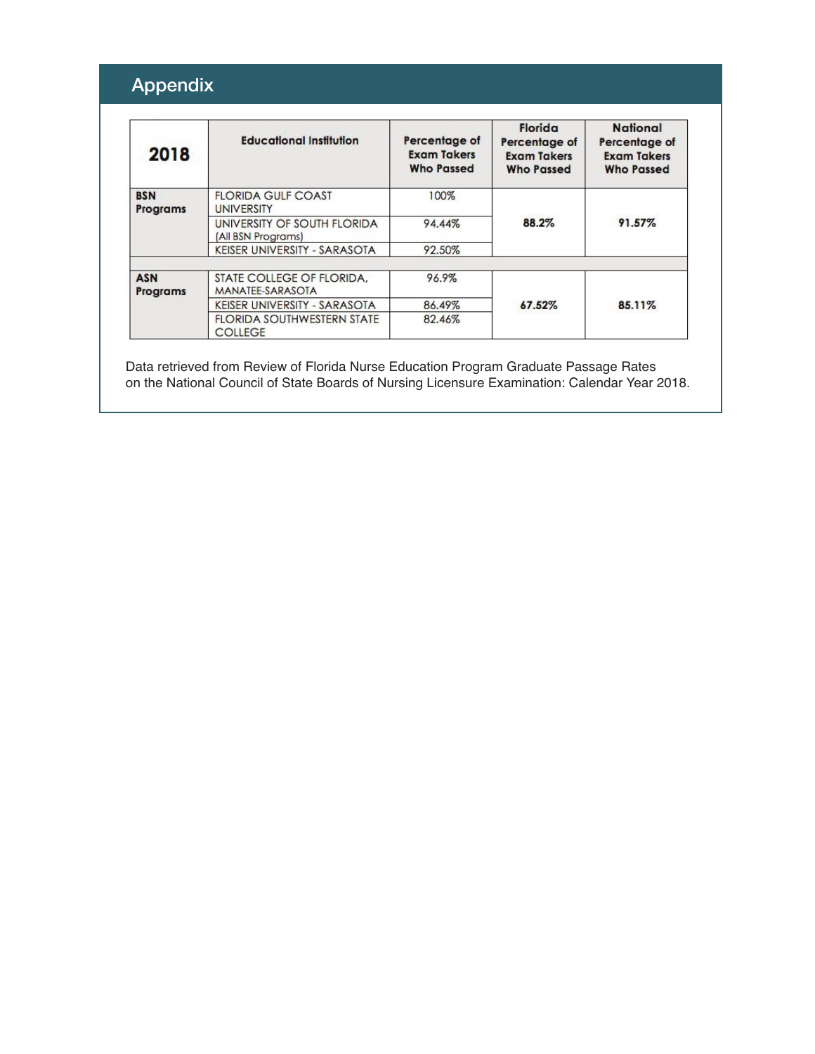## Appendix

| 2018 | Educational Institution | Percentage of Exam Takers Who Passed | Florida Percentage of Exam Takers Who Passed | National Percentage of Exam Takers Who Passed |
|---|---|---|---|---|
| **BSN Programs** | FLORIDA GULF COAST UNIVERSITY | 100% | **88.2%** | **91.57%** |
| | UNIVERSITY OF SOUTH FLORIDA (All BSN Programs) | 94.44% | | |
| | KEISER UNIVERSITY - SARASOTA | 92.50% | | |
| | | | | |
| **ASN Programs** | STATE COLLEGE OF FLORIDA, MANATEE-SARASOTA | 96.9% | **67.52%** | **85.11%** |
| | KEISER UNIVERSITY - SARASOTA | 86.49% | | |
| | FLORIDA SOUTHWESTERN STATE COLLEGE | 82.46% | | |

Data retrieved from Review of Florida Nurse Education Program Graduate Passage Rates on the National Council of State Boards of Nursing Licensure Examination: Calendar Year 2018.